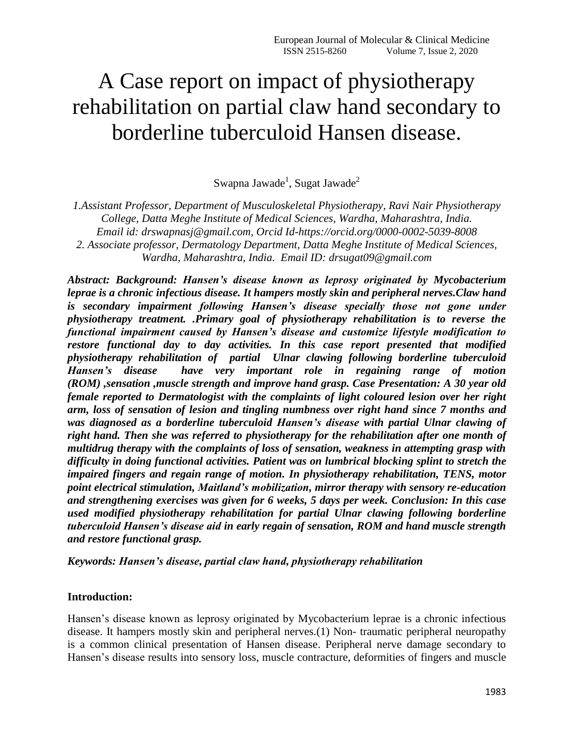# A Case report on impact of physiotherapy rehabilitation on partial claw hand secondary to borderline tuberculoid Hansen disease.

Swapna Jawade[1], Sugat Jawade[2]

*1.Assistant Professor, Department of Musculoskeletal Physiotherapy, Ravi Nair Physiotherapy College, Datta Meghe Institute of Medical Sciences, Wardha, Maharashtra, India. Email id: drswapnasj@gmail.com, Orcid Id-https://orcid.org/0000-0002-5039-8008*
*2. Associate professor, Dermatology Department, Datta Meghe Institute of Medical Sciences, Wardha, Maharashtra, India. Email ID: drsugat09@gmail.com*

***Abstract: Background: Hansen's disease known as leprosy originated by Mycobacterium leprae is a chronic infectious disease. It hampers mostly skin and peripheral nerves.Claw hand is secondary impairment following Hansen's disease specially those not gone under physiotherapy treatment. .Primary goal of physiotherapy rehabilitation is to reverse the functional impairment caused by Hansen's disease and customize lifestyle modification to restore functional day to day activities. In this case report presented that modified physiotherapy rehabilitation of partial Ulnar clawing following borderline tuberculoid Hansen's disease have very important role in regaining range of motion (ROM) ,sensation ,muscle strength and improve hand grasp. Case Presentation: A 30 year old female reported to Dermatologist with the complaints of light coloured lesion over her right arm, loss of sensation of lesion and tingling numbness over right hand since 7 months and was diagnosed as a borderline tuberculoid Hansen's disease with partial Ulnar clawing of right hand. Then she was referred to physiotherapy for the rehabilitation after one month of multidrug therapy with the complaints of loss of sensation, weakness in attempting grasp with difficulty in doing functional activities. Patient was on lumbrical blocking splint to stretch the impaired fingers and regain range of motion. In physiotherapy rehabilitation, TENS, motor point electrical stimulation, Maitland's mobilization, mirror therapy with sensory re-education and strengthening exercises was given for 6 weeks, 5 days per week. Conclusion: In this case used modified physiotherapy rehabilitation for partial Ulnar clawing following borderline tuberculoid Hansen's disease aid in early regain of sensation, ROM and hand muscle strength and restore functional grasp.***

***Keywords: Hansen's disease, partial claw hand, physiotherapy rehabilitation***

## Introduction:

Hansen's disease known as leprosy originated by Mycobacterium leprae is a chronic infectious disease. It hampers mostly skin and peripheral nerves.(1) Non- traumatic peripheral neuropathy is a common clinical presentation of Hansen disease. Peripheral nerve damage secondary to Hansen's disease results into sensory loss, muscle contracture, deformities of fingers and muscle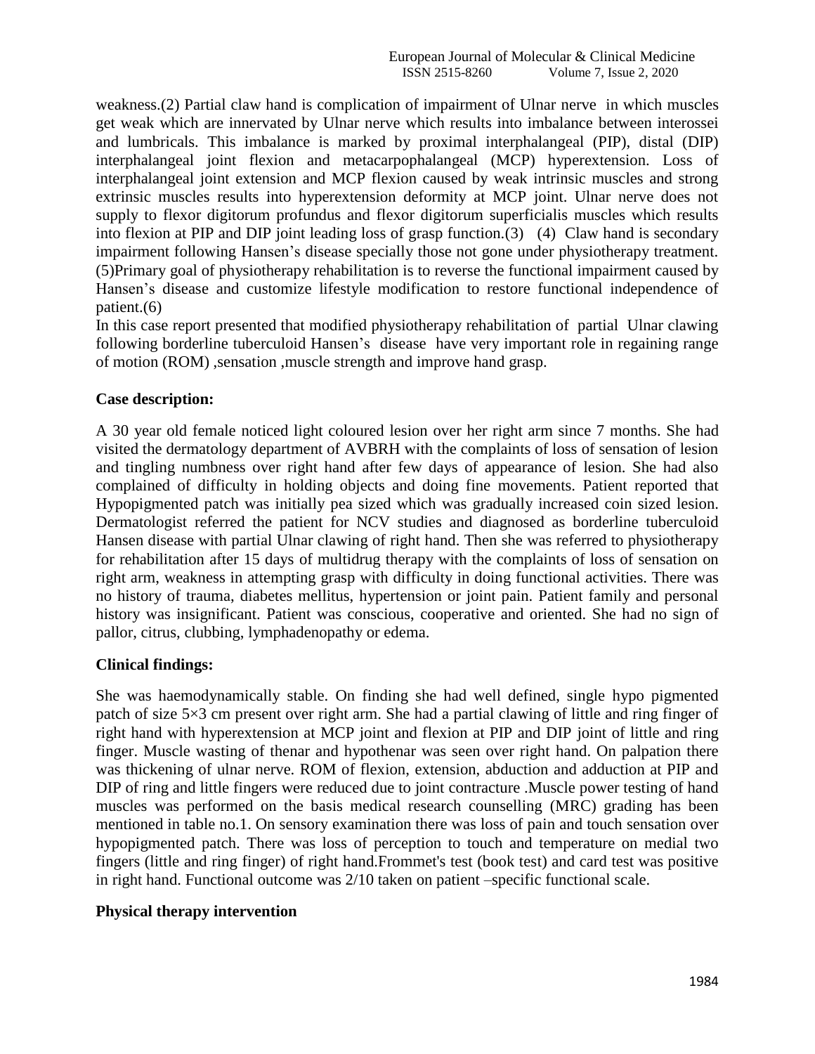weakness.(2) Partial claw hand is complication of impairment of Ulnar nerve in which muscles get weak which are innervated by Ulnar nerve which results into imbalance between interossei and lumbricals. This imbalance is marked by proximal interphalangeal (PIP), distal (DIP) interphalangeal joint flexion and metacarpophalangeal (MCP) hyperextension. Loss of interphalangeal joint extension and MCP flexion caused by weak intrinsic muscles and strong extrinsic muscles results into hyperextension deformity at MCP joint. Ulnar nerve does not supply to flexor digitorum profundus and flexor digitorum superficialis muscles which results into flexion at PIP and DIP joint leading loss of grasp function.(3) (4) Claw hand is secondary impairment following Hansen's disease specially those not gone under physiotherapy treatment. (5)Primary goal of physiotherapy rehabilitation is to reverse the functional impairment caused by Hansen's disease and customize lifestyle modification to restore functional independence of patient.(6)

In this case report presented that modified physiotherapy rehabilitation of partial Ulnar clawing following borderline tuberculoid Hansen's disease have very important role in regaining range of motion (ROM) ,sensation ,muscle strength and improve hand grasp.

## Case description:

A 30 year old female noticed light coloured lesion over her right arm since 7 months. She had visited the dermatology department of AVBRH with the complaints of loss of sensation of lesion and tingling numbness over right hand after few days of appearance of lesion. She had also complained of difficulty in holding objects and doing fine movements. Patient reported that Hypopigmented patch was initially pea sized which was gradually increased coin sized lesion. Dermatologist referred the patient for NCV studies and diagnosed as borderline tuberculoid Hansen disease with partial Ulnar clawing of right hand. Then she was referred to physiotherapy for rehabilitation after 15 days of multidrug therapy with the complaints of loss of sensation on right arm, weakness in attempting grasp with difficulty in doing functional activities. There was no history of trauma, diabetes mellitus, hypertension or joint pain. Patient family and personal history was insignificant. Patient was conscious, cooperative and oriented. She had no sign of pallor, citrus, clubbing, lymphadenopathy or edema.

## Clinical findings:

She was haemodynamically stable. On finding she had well defined, single hypo pigmented patch of size 5×3 cm present over right arm. She had a partial clawing of little and ring finger of right hand with hyperextension at MCP joint and flexion at PIP and DIP joint of little and ring finger. Muscle wasting of thenar and hypothenar was seen over right hand. On palpation there was thickening of ulnar nerve. ROM of flexion, extension, abduction and adduction at PIP and DIP of ring and little fingers were reduced due to joint contracture .Muscle power testing of hand muscles was performed on the basis medical research counselling (MRC) grading has been mentioned in table no.1. On sensory examination there was loss of pain and touch sensation over hypopigmented patch. There was loss of perception to touch and temperature on medial two fingers (little and ring finger) of right hand.Frommet's test (book test) and card test was positive in right hand. Functional outcome was 2/10 taken on patient –specific functional scale.

## Physical therapy intervention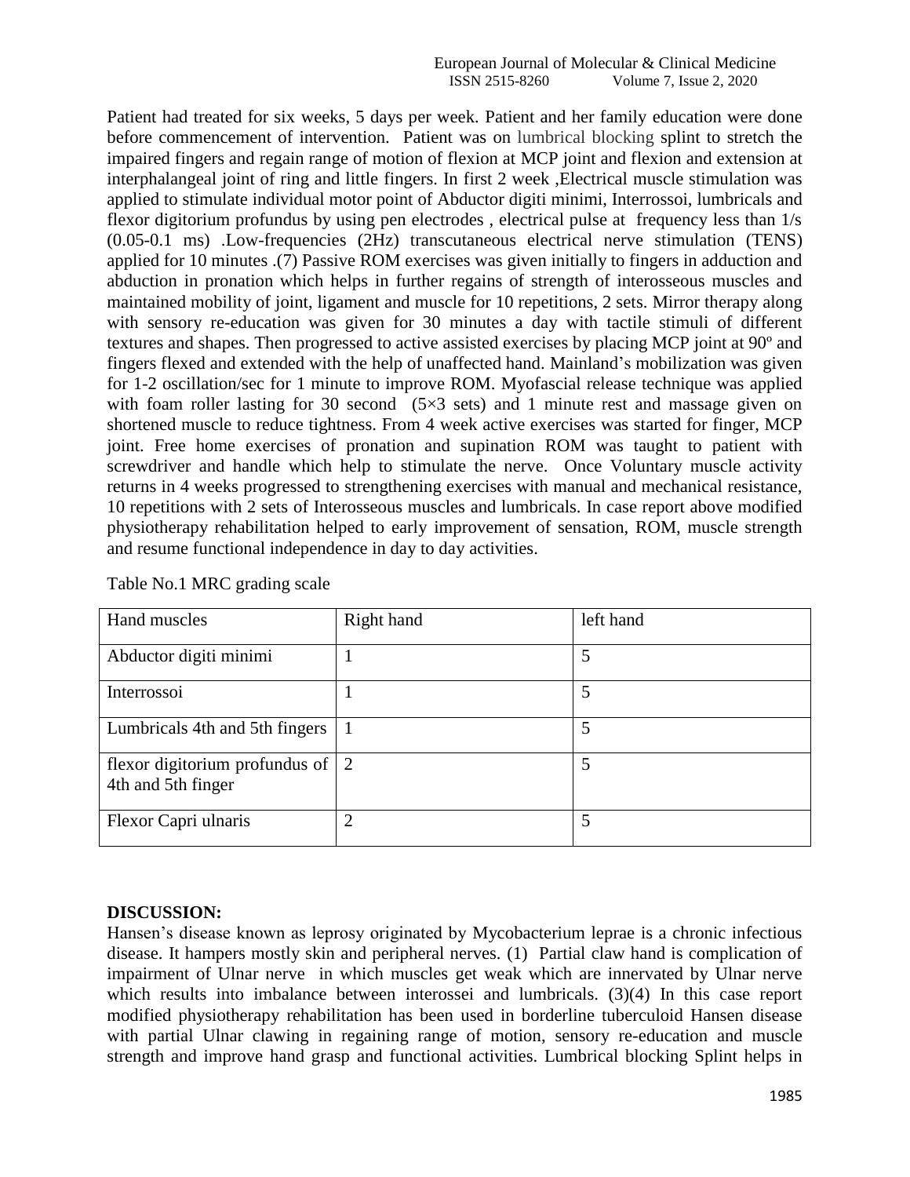Patient had treated for six weeks, 5 days per week. Patient and her family education were done before commencement of intervention. Patient was on lumbrical blocking splint to stretch the impaired fingers and regain range of motion of flexion at MCP joint and flexion and extension at interphalangeal joint of ring and little fingers. In first 2 week ,Electrical muscle stimulation was applied to stimulate individual motor point of Abductor digiti minimi, Interrossoi, lumbricals and flexor digitorium profundus by using pen electrodes , electrical pulse at frequency less than 1/s (0.05-0.1 ms) .Low-frequencies (2Hz) transcutaneous electrical nerve stimulation (TENS) applied for 10 minutes .(7) Passive ROM exercises was given initially to fingers in adduction and abduction in pronation which helps in further regains of strength of interosseous muscles and maintained mobility of joint, ligament and muscle for 10 repetitions, 2 sets. Mirror therapy along with sensory re-education was given for 30 minutes a day with tactile stimuli of different textures and shapes. Then progressed to active assisted exercises by placing MCP joint at 90º and fingers flexed and extended with the help of unaffected hand. Mainland's mobilization was given for 1-2 oscillation/sec for 1 minute to improve ROM. Myofascial release technique was applied with foam roller lasting for 30 second (5×3 sets) and 1 minute rest and massage given on shortened muscle to reduce tightness. From 4 week active exercises was started for finger, MCP joint. Free home exercises of pronation and supination ROM was taught to patient with screwdriver and handle which help to stimulate the nerve. Once Voluntary muscle activity returns in 4 weeks progressed to strengthening exercises with manual and mechanical resistance, 10 repetitions with 2 sets of Interosseous muscles and lumbricals. In case report above modified physiotherapy rehabilitation helped to early improvement of sensation, ROM, muscle strength and resume functional independence in day to day activities.

Table No.1 MRC grading scale

| Hand muscles | Right hand | left hand |
|---|---|---|
| Abductor digiti minimi | 1 | 5 |
| Interrossoi | 1 | 5 |
| Lumbricals 4th and 5th fingers | 1 | 5 |
| flexor digitorium profundus of 4th and 5th finger | 2 | 5 |
| Flexor Capri ulnaris | 2 | 5 |

**DISCUSSION:**

Hansen's disease known as leprosy originated by Mycobacterium leprae is a chronic infectious disease. It hampers mostly skin and peripheral nerves. (1) Partial claw hand is complication of impairment of Ulnar nerve in which muscles get weak which are innervated by Ulnar nerve which results into imbalance between interossei and lumbricals. (3)(4) In this case report modified physiotherapy rehabilitation has been used in borderline tuberculoid Hansen disease with partial Ulnar clawing in regaining range of motion, sensory re-education and muscle strength and improve hand grasp and functional activities. Lumbrical blocking Splint helps in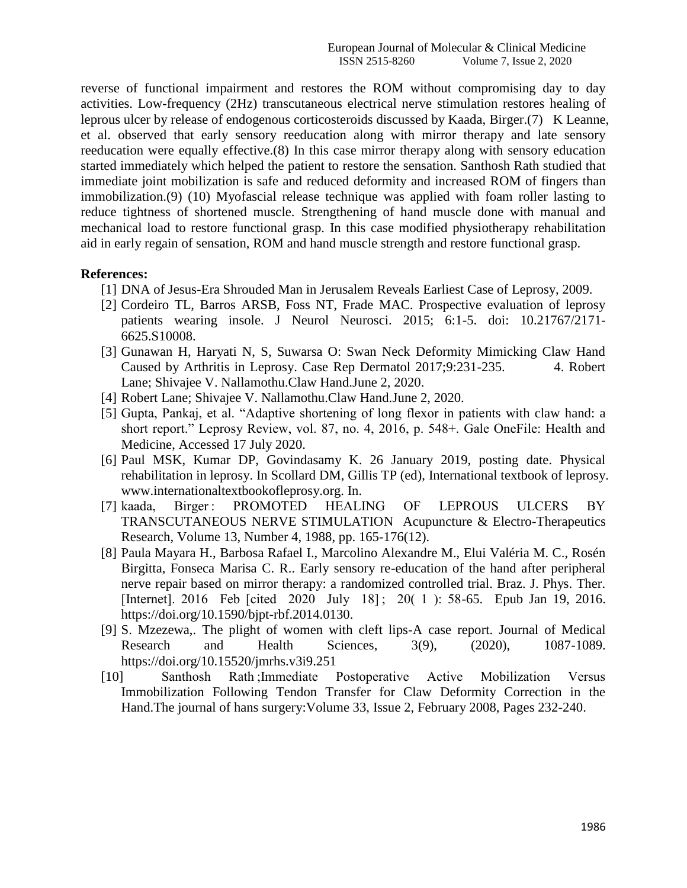reverse of functional impairment and restores the ROM without compromising day to day activities. Low-frequency (2Hz) transcutaneous electrical nerve stimulation restores healing of leprous ulcer by release of endogenous corticosteroids discussed by Kaada, Birger.(7) K Leanne, et al. observed that early sensory reeducation along with mirror therapy and late sensory reeducation were equally effective.(8) In this case mirror therapy along with sensory education started immediately which helped the patient to restore the sensation. Santhosh Rath studied that immediate joint mobilization is safe and reduced deformity and increased ROM of fingers than immobilization.(9) (10) Myofascial release technique was applied with foam roller lasting to reduce tightness of shortened muscle. Strengthening of hand muscle done with manual and mechanical load to restore functional grasp. In this case modified physiotherapy rehabilitation aid in early regain of sensation, ROM and hand muscle strength and restore functional grasp.

**References:**

[1] DNA of Jesus-Era Shrouded Man in Jerusalem Reveals Earliest Case of Leprosy, 2009.

[2] Cordeiro TL, Barros ARSB, Foss NT, Frade MAC. Prospective evaluation of leprosy patients wearing insole. J Neurol Neurosci. 2015; 6:1-5. doi: 10.21767/2171-6625.S10008.

[3] Gunawan H, Haryati N, S, Suwarsa O: Swan Neck Deformity Mimicking Claw Hand Caused by Arthritis in Leprosy. Case Rep Dermatol 2017;9:231-235. 4. Robert Lane; Shivajee V. Nallamothu.Claw Hand.June 2, 2020.

[4] Robert Lane; Shivajee V. Nallamothu.Claw Hand.June 2, 2020.

[5] Gupta, Pankaj, et al. "Adaptive shortening of long flexor in patients with claw hand: a short report." Leprosy Review, vol. 87, no. 4, 2016, p. 548+. Gale OneFile: Health and Medicine, Accessed 17 July 2020.

[6] Paul MSK, Kumar DP, Govindasamy K. 26 January 2019, posting date. Physical rehabilitation in leprosy. In Scollard DM, Gillis TP (ed), International textbook of leprosy. www.internationaltextbookofleprosy.org. In.

[7] kaada, Birger : PROMOTED HEALING OF LEPROUS ULCERS BY TRANSCUTANEOUS NERVE STIMULATION Acupuncture & Electro-Therapeutics Research, Volume 13, Number 4, 1988, pp. 165-176(12).

[8] Paula Mayara H., Barbosa Rafael I., Marcolino Alexandre M., Elui Valéria M. C., Rosén Birgitta, Fonseca Marisa C. R.. Early sensory re-education of the hand after peripheral nerve repair based on mirror therapy: a randomized controlled trial. Braz. J. Phys. Ther. [Internet]. 2016 Feb [cited 2020 July 18] ; 20( 1 ): 58-65. Epub Jan 19, 2016. https://doi.org/10.1590/bjpt-rbf.2014.0130.

[9] S. Mzezewa,. The plight of women with cleft lips-A case report. Journal of Medical Research and Health Sciences, 3(9), (2020), 1087-1089. https://doi.org/10.15520/jmrhs.v3i9.251

[10] Santhosh Rath ;Immediate Postoperative Active Mobilization Versus Immobilization Following Tendon Transfer for Claw Deformity Correction in the Hand.The journal of hans surgery:Volume 33, Issue 2, February 2008, Pages 232-240.